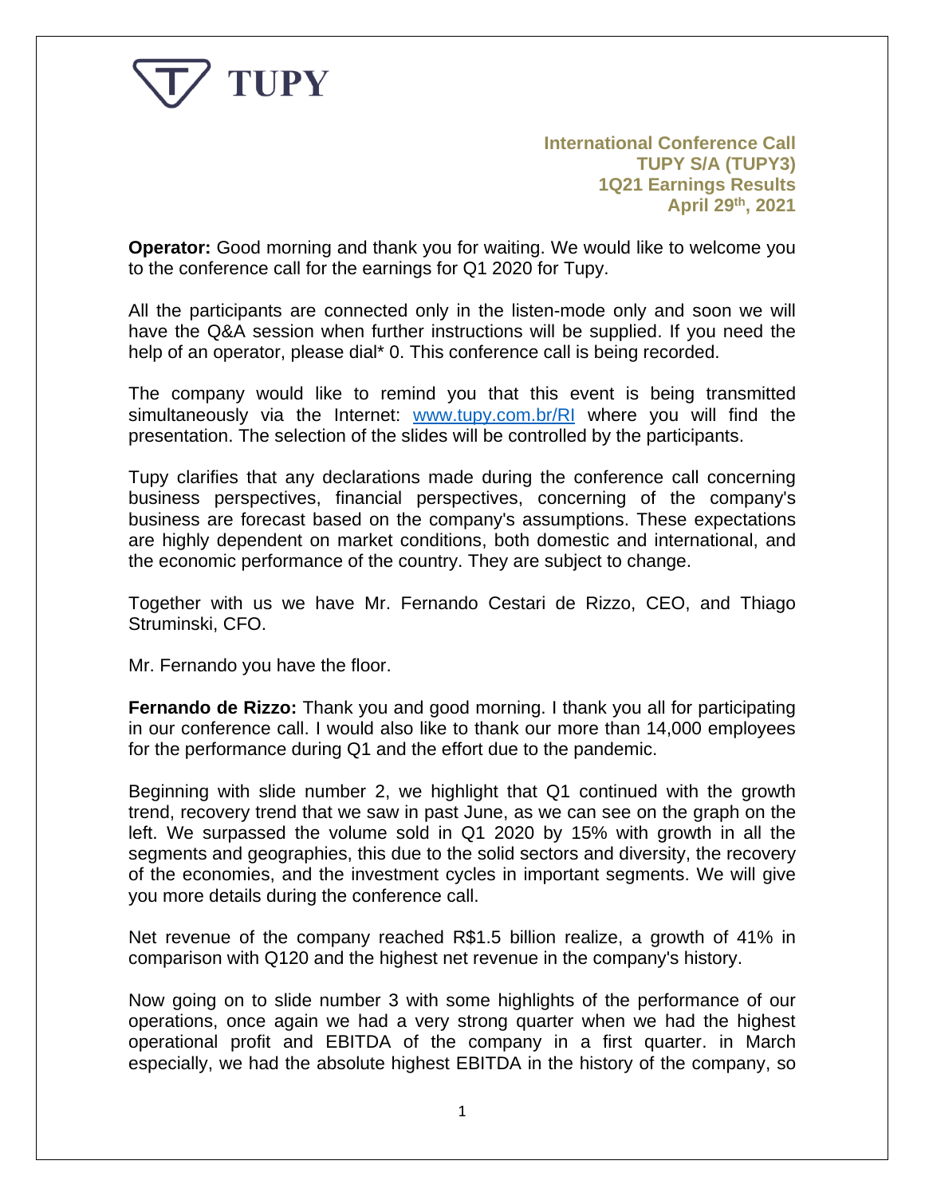**TUPY**

**International Conference Call**
**TUPY S/A (TUPY3)**
**1Q21 Earnings Results**
**April 29th, 2021**

**Operator:** Good morning and thank you for waiting. We would like to welcome you to the conference call for the earnings for Q1 2020 for Tupy.

All the participants are connected only in the listen-mode only and soon we will have the Q&A session when further instructions will be supplied. If you need the help of an operator, please dial* 0. This conference call is being recorded.

The company would like to remind you that this event is being transmitted simultaneously via the Internet: [www.tupy.com.br/RI](http://www.tupy.com.br/RI) where you will find the presentation. The selection of the slides will be controlled by the participants.

Tupy clarifies that any declarations made during the conference call concerning business perspectives, financial perspectives, concerning of the company's business are forecast based on the company's assumptions. These expectations are highly dependent on market conditions, both domestic and international, and the economic performance of the country. They are subject to change.

Together with us we have Mr. Fernando Cestari de Rizzo, CEO, and Thiago Struminski, CFO.

Mr. Fernando you have the floor.

**Fernando de Rizzo:** Thank you and good morning. I thank you all for participating in our conference call. I would also like to thank our more than 14,000 employees for the performance during Q1 and the effort due to the pandemic.

Beginning with slide number 2, we highlight that Q1 continued with the growth trend, recovery trend that we saw in past June, as we can see on the graph on the left. We surpassed the volume sold in Q1 2020 by 15% with growth in all the segments and geographies, this due to the solid sectors and diversity, the recovery of the economies, and the investment cycles in important segments. We will give you more details during the conference call.

Net revenue of the company reached R$1.5 billion realize, a growth of 41% in comparison with Q120 and the highest net revenue in the company's history.

Now going on to slide number 3 with some highlights of the performance of our operations, once again we had a very strong quarter when we had the highest operational profit and EBITDA of the company in a first quarter. in March especially, we had the absolute highest EBITDA in the history of the company, so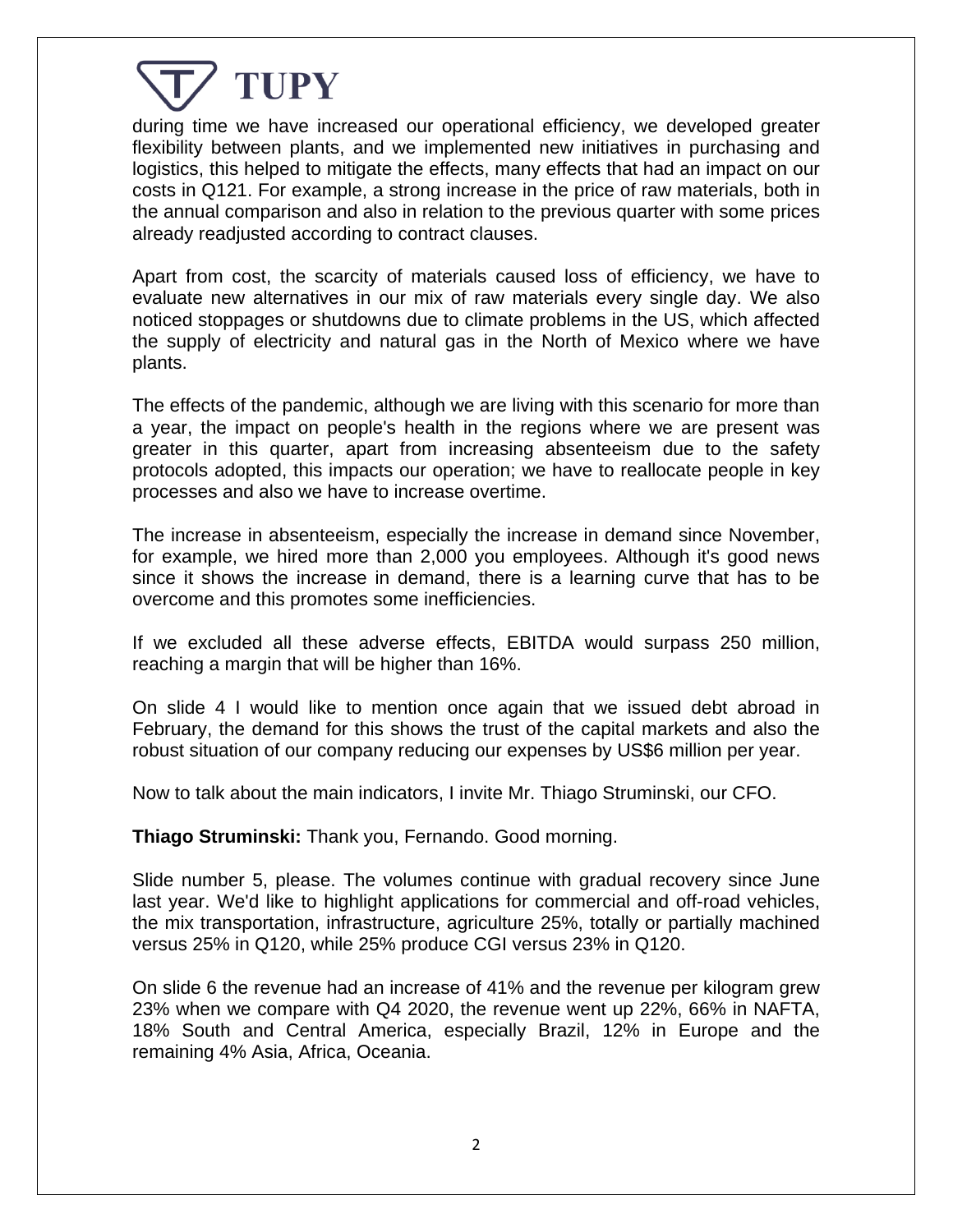during time we have increased our operational efficiency, we developed greater flexibility between plants, and we implemented new initiatives in purchasing and logistics, this helped to mitigate the effects, many effects that had an impact on our costs in Q121. For example, a strong increase in the price of raw materials, both in the annual comparison and also in relation to the previous quarter with some prices already readjusted according to contract clauses.

Apart from cost, the scarcity of materials caused loss of efficiency, we have to evaluate new alternatives in our mix of raw materials every single day. We also noticed stoppages or shutdowns due to climate problems in the US, which affected the supply of electricity and natural gas in the North of Mexico where we have plants.

The effects of the pandemic, although we are living with this scenario for more than a year, the impact on people's health in the regions where we are present was greater in this quarter, apart from increasing absenteeism due to the safety protocols adopted, this impacts our operation; we have to reallocate people in key processes and also we have to increase overtime.

The increase in absenteeism, especially the increase in demand since November, for example, we hired more than 2,000 you employees. Although it's good news since it shows the increase in demand, there is a learning curve that has to be overcome and this promotes some inefficiencies.

If we excluded all these adverse effects, EBITDA would surpass 250 million, reaching a margin that will be higher than 16%.

On slide 4 I would like to mention once again that we issued debt abroad in February, the demand for this shows the trust of the capital markets and also the robust situation of our company reducing our expenses by US$6 million per year.

Now to talk about the main indicators, I invite Mr. Thiago Struminski, our CFO.

**Thiago Struminski:** Thank you, Fernando. Good morning.

Slide number 5, please. The volumes continue with gradual recovery since June last year. We'd like to highlight applications for commercial and off-road vehicles, the mix transportation, infrastructure, agriculture 25%, totally or partially machined versus 25% in Q120, while 25% produce CGI versus 23% in Q120.

On slide 6 the revenue had an increase of 41% and the revenue per kilogram grew 23% when we compare with Q4 2020, the revenue went up 22%, 66% in NAFTA, 18% South and Central America, especially Brazil, 12% in Europe and the remaining 4% Asia, Africa, Oceania.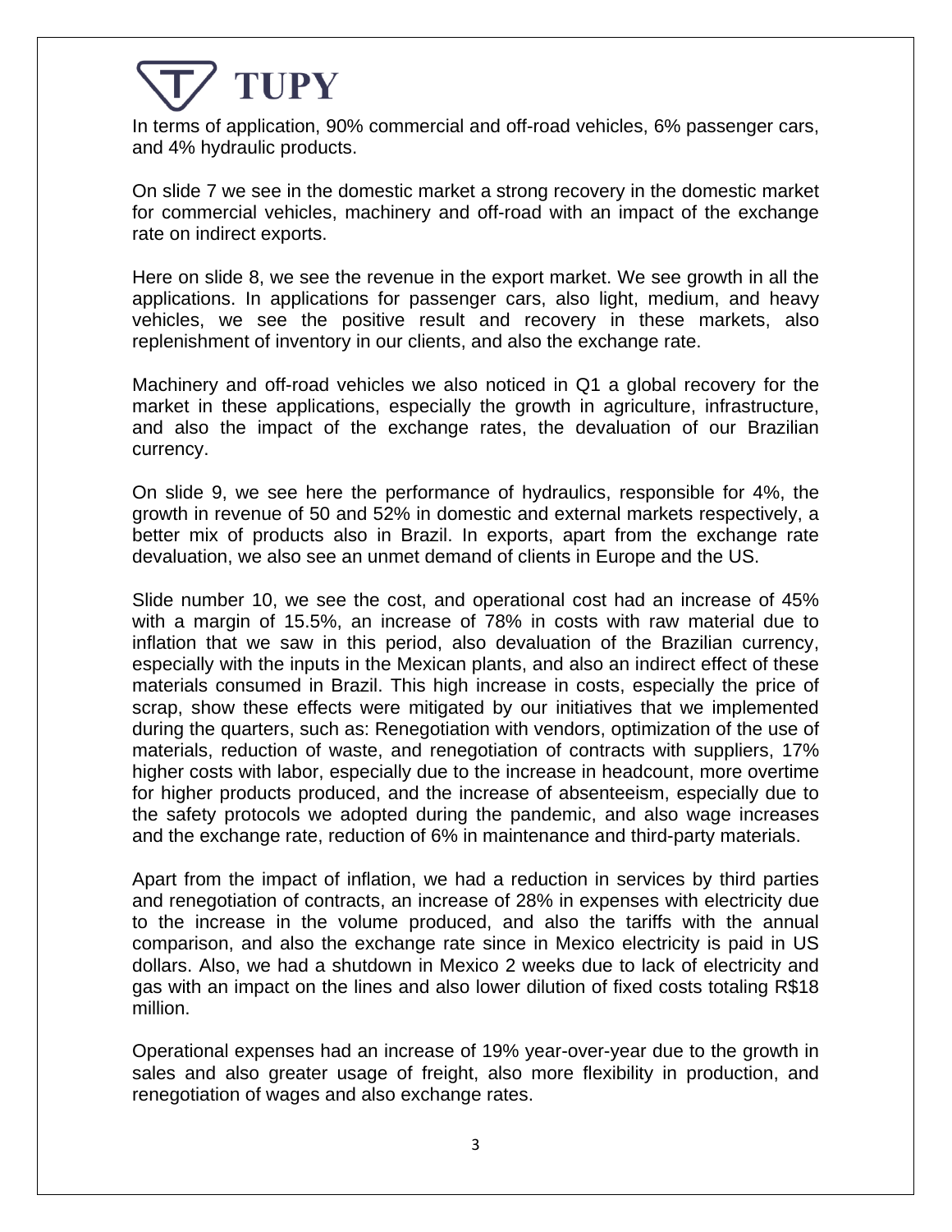In terms of application, 90% commercial and off-road vehicles, 6% passenger cars, and 4% hydraulic products.

On slide 7 we see in the domestic market a strong recovery in the domestic market for commercial vehicles, machinery and off-road with an impact of the exchange rate on indirect exports.

Here on slide 8, we see the revenue in the export market. We see growth in all the applications. In applications for passenger cars, also light, medium, and heavy vehicles, we see the positive result and recovery in these markets, also replenishment of inventory in our clients, and also the exchange rate.

Machinery and off-road vehicles we also noticed in Q1 a global recovery for the market in these applications, especially the growth in agriculture, infrastructure, and also the impact of the exchange rates, the devaluation of our Brazilian currency.

On slide 9, we see here the performance of hydraulics, responsible for 4%, the growth in revenue of 50 and 52% in domestic and external markets respectively, a better mix of products also in Brazil. In exports, apart from the exchange rate devaluation, we also see an unmet demand of clients in Europe and the US.

Slide number 10, we see the cost, and operational cost had an increase of 45% with a margin of 15.5%, an increase of 78% in costs with raw material due to inflation that we saw in this period, also devaluation of the Brazilian currency, especially with the inputs in the Mexican plants, and also an indirect effect of these materials consumed in Brazil. This high increase in costs, especially the price of scrap, show these effects were mitigated by our initiatives that we implemented during the quarters, such as: Renegotiation with vendors, optimization of the use of materials, reduction of waste, and renegotiation of contracts with suppliers, 17% higher costs with labor, especially due to the increase in headcount, more overtime for higher products produced, and the increase of absenteeism, especially due to the safety protocols we adopted during the pandemic, and also wage increases and the exchange rate, reduction of 6% in maintenance and third-party materials.

Apart from the impact of inflation, we had a reduction in services by third parties and renegotiation of contracts, an increase of 28% in expenses with electricity due to the increase in the volume produced, and also the tariffs with the annual comparison, and also the exchange rate since in Mexico electricity is paid in US dollars. Also, we had a shutdown in Mexico 2 weeks due to lack of electricity and gas with an impact on the lines and also lower dilution of fixed costs totaling R$18 million.

Operational expenses had an increase of 19% year-over-year due to the growth in sales and also greater usage of freight, also more flexibility in production, and renegotiation of wages and also exchange rates.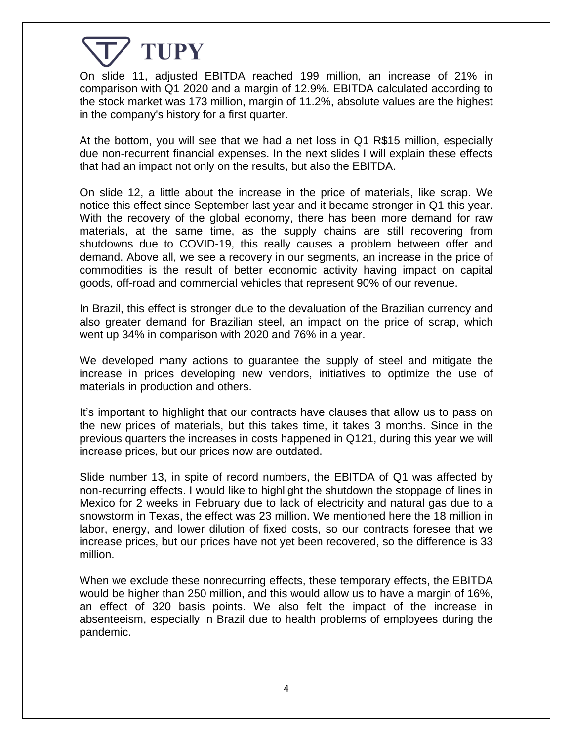On slide 11, adjusted EBITDA reached 199 million, an increase of 21% in comparison with Q1 2020 and a margin of 12.9%. EBITDA calculated according to the stock market was 173 million, margin of 11.2%, absolute values are the highest in the company's history for a first quarter.

At the bottom, you will see that we had a net loss in Q1 R$15 million, especially due non-recurrent financial expenses. In the next slides I will explain these effects that had an impact not only on the results, but also the EBITDA.

On slide 12, a little about the increase in the price of materials, like scrap. We notice this effect since September last year and it became stronger in Q1 this year. With the recovery of the global economy, there has been more demand for raw materials, at the same time, as the supply chains are still recovering from shutdowns due to COVID-19, this really causes a problem between offer and demand. Above all, we see a recovery in our segments, an increase in the price of commodities is the result of better economic activity having impact on capital goods, off-road and commercial vehicles that represent 90% of our revenue.

In Brazil, this effect is stronger due to the devaluation of the Brazilian currency and also greater demand for Brazilian steel, an impact on the price of scrap, which went up 34% in comparison with 2020 and 76% in a year.

We developed many actions to guarantee the supply of steel and mitigate the increase in prices developing new vendors, initiatives to optimize the use of materials in production and others.

It's important to highlight that our contracts have clauses that allow us to pass on the new prices of materials, but this takes time, it takes 3 months. Since in the previous quarters the increases in costs happened in Q121, during this year we will increase prices, but our prices now are outdated.

Slide number 13, in spite of record numbers, the EBITDA of Q1 was affected by non-recurring effects. I would like to highlight the shutdown the stoppage of lines in Mexico for 2 weeks in February due to lack of electricity and natural gas due to a snowstorm in Texas, the effect was 23 million. We mentioned here the 18 million in labor, energy, and lower dilution of fixed costs, so our contracts foresee that we increase prices, but our prices have not yet been recovered, so the difference is 33 million.

When we exclude these nonrecurring effects, these temporary effects, the EBITDA would be higher than 250 million, and this would allow us to have a margin of 16%, an effect of 320 basis points. We also felt the impact of the increase in absenteeism, especially in Brazil due to health problems of employees during the pandemic.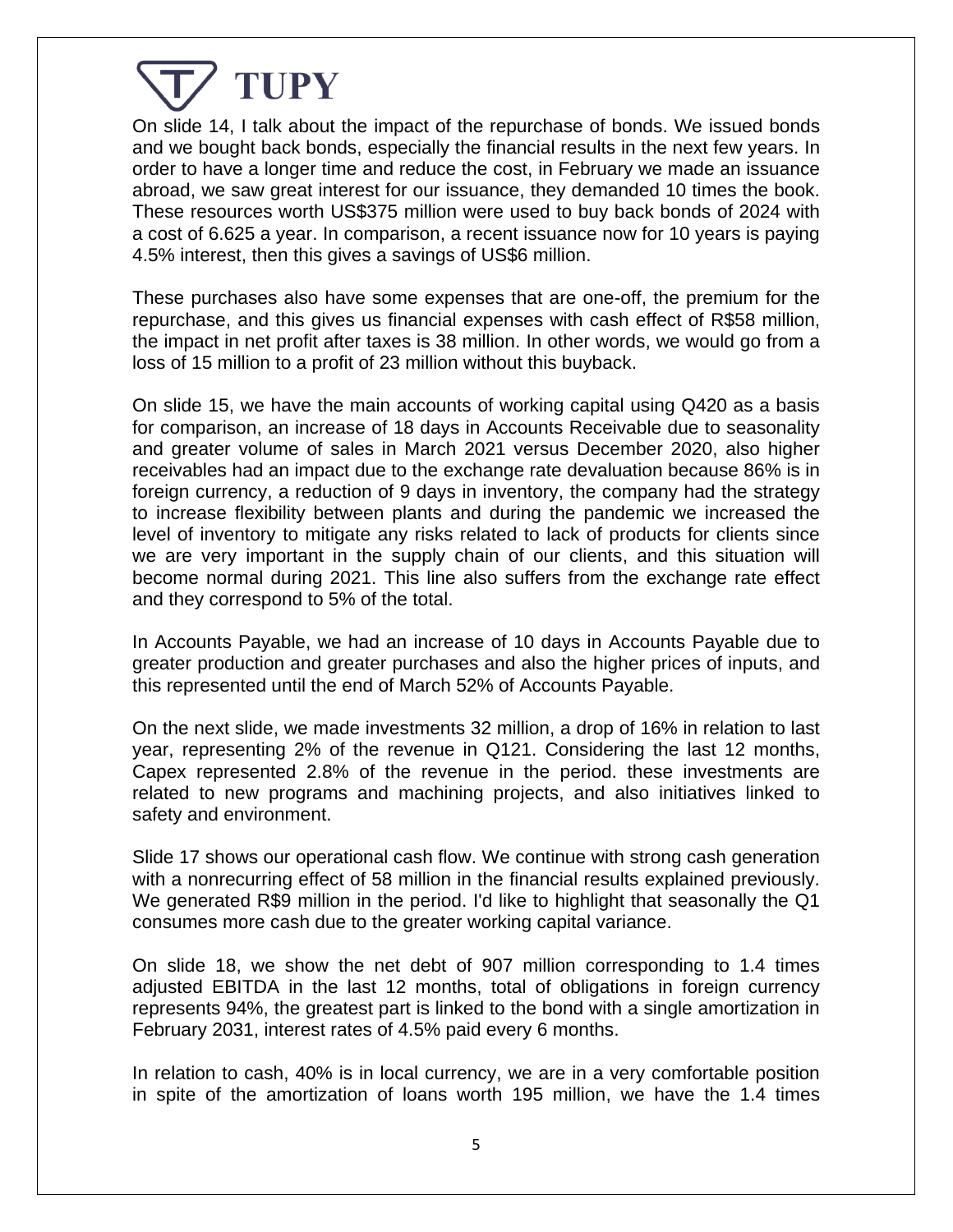On slide 14, I talk about the impact of the repurchase of bonds. We issued bonds and we bought back bonds, especially the financial results in the next few years. In order to have a longer time and reduce the cost, in February we made an issuance abroad, we saw great interest for our issuance, they demanded 10 times the book. These resources worth US$375 million were used to buy back bonds of 2024 with a cost of 6.625 a year. In comparison, a recent issuance now for 10 years is paying 4.5% interest, then this gives a savings of US$6 million.

These purchases also have some expenses that are one-off, the premium for the repurchase, and this gives us financial expenses with cash effect of R$58 million, the impact in net profit after taxes is 38 million. In other words, we would go from a loss of 15 million to a profit of 23 million without this buyback.

On slide 15, we have the main accounts of working capital using Q420 as a basis for comparison, an increase of 18 days in Accounts Receivable due to seasonality and greater volume of sales in March 2021 versus December 2020, also higher receivables had an impact due to the exchange rate devaluation because 86% is in foreign currency, a reduction of 9 days in inventory, the company had the strategy to increase flexibility between plants and during the pandemic we increased the level of inventory to mitigate any risks related to lack of products for clients since we are very important in the supply chain of our clients, and this situation will become normal during 2021. This line also suffers from the exchange rate effect and they correspond to 5% of the total.

In Accounts Payable, we had an increase of 10 days in Accounts Payable due to greater production and greater purchases and also the higher prices of inputs, and this represented until the end of March 52% of Accounts Payable.

On the next slide, we made investments 32 million, a drop of 16% in relation to last year, representing 2% of the revenue in Q121. Considering the last 12 months, Capex represented 2.8% of the revenue in the period. these investments are related to new programs and machining projects, and also initiatives linked to safety and environment.

Slide 17 shows our operational cash flow. We continue with strong cash generation with a nonrecurring effect of 58 million in the financial results explained previously. We generated R$9 million in the period. I'd like to highlight that seasonally the Q1 consumes more cash due to the greater working capital variance.

On slide 18, we show the net debt of 907 million corresponding to 1.4 times adjusted EBITDA in the last 12 months, total of obligations in foreign currency represents 94%, the greatest part is linked to the bond with a single amortization in February 2031, interest rates of 4.5% paid every 6 months.

In relation to cash, 40% is in local currency, we are in a very comfortable position in spite of the amortization of loans worth 195 million, we have the 1.4 times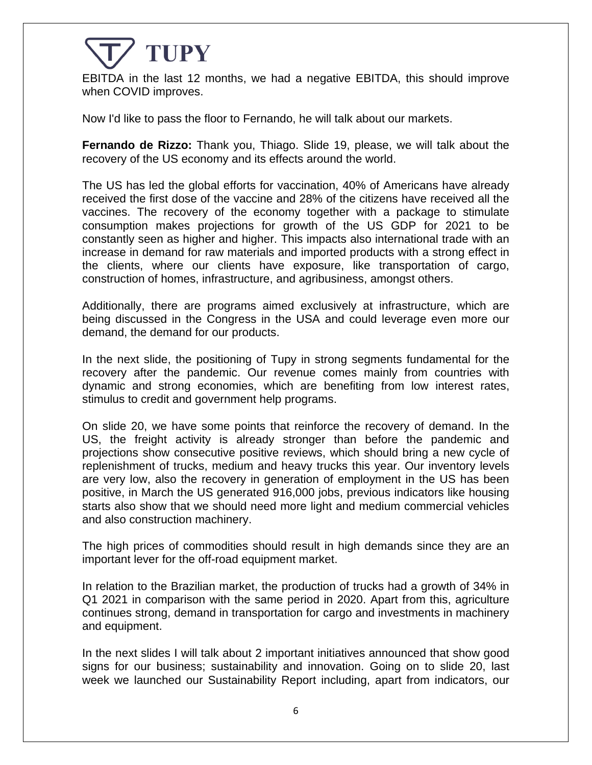EBITDA in the last 12 months, we had a negative EBITDA, this should improve when COVID improves.

Now I'd like to pass the floor to Fernando, he will talk about our markets.

**Fernando de Rizzo:** Thank you, Thiago. Slide 19, please, we will talk about the recovery of the US economy and its effects around the world.

The US has led the global efforts for vaccination, 40% of Americans have already received the first dose of the vaccine and 28% of the citizens have received all the vaccines. The recovery of the economy together with a package to stimulate consumption makes projections for growth of the US GDP for 2021 to be constantly seen as higher and higher. This impacts also international trade with an increase in demand for raw materials and imported products with a strong effect in the clients, where our clients have exposure, like transportation of cargo, construction of homes, infrastructure, and agribusiness, amongst others.

Additionally, there are programs aimed exclusively at infrastructure, which are being discussed in the Congress in the USA and could leverage even more our demand, the demand for our products.

In the next slide, the positioning of Tupy in strong segments fundamental for the recovery after the pandemic. Our revenue comes mainly from countries with dynamic and strong economies, which are benefiting from low interest rates, stimulus to credit and government help programs.

On slide 20, we have some points that reinforce the recovery of demand. In the US, the freight activity is already stronger than before the pandemic and projections show consecutive positive reviews, which should bring a new cycle of replenishment of trucks, medium and heavy trucks this year. Our inventory levels are very low, also the recovery in generation of employment in the US has been positive, in March the US generated 916,000 jobs, previous indicators like housing starts also show that we should need more light and medium commercial vehicles and also construction machinery.

The high prices of commodities should result in high demands since they are an important lever for the off-road equipment market.

In relation to the Brazilian market, the production of trucks had a growth of 34% in Q1 2021 in comparison with the same period in 2020. Apart from this, agriculture continues strong, demand in transportation for cargo and investments in machinery and equipment.

In the next slides I will talk about 2 important initiatives announced that show good signs for our business; sustainability and innovation. Going on to slide 20, last week we launched our Sustainability Report including, apart from indicators, our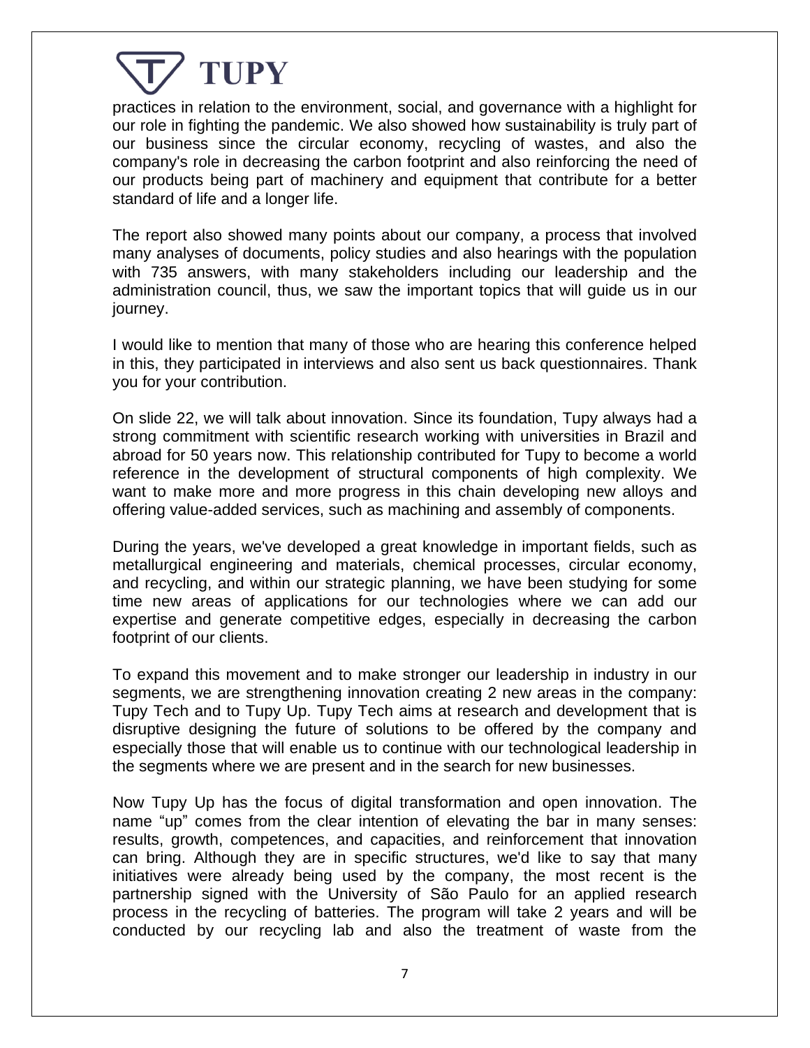practices in relation to the environment, social, and governance with a highlight for our role in fighting the pandemic. We also showed how sustainability is truly part of our business since the circular economy, recycling of wastes, and also the company's role in decreasing the carbon footprint and also reinforcing the need of our products being part of machinery and equipment that contribute for a better standard of life and a longer life.

The report also showed many points about our company, a process that involved many analyses of documents, policy studies and also hearings with the population with 735 answers, with many stakeholders including our leadership and the administration council, thus, we saw the important topics that will guide us in our journey.

I would like to mention that many of those who are hearing this conference helped in this, they participated in interviews and also sent us back questionnaires. Thank you for your contribution.

On slide 22, we will talk about innovation. Since its foundation, Tupy always had a strong commitment with scientific research working with universities in Brazil and abroad for 50 years now. This relationship contributed for Tupy to become a world reference in the development of structural components of high complexity. We want to make more and more progress in this chain developing new alloys and offering value-added services, such as machining and assembly of components.

During the years, we've developed a great knowledge in important fields, such as metallurgical engineering and materials, chemical processes, circular economy, and recycling, and within our strategic planning, we have been studying for some time new areas of applications for our technologies where we can add our expertise and generate competitive edges, especially in decreasing the carbon footprint of our clients.

To expand this movement and to make stronger our leadership in industry in our segments, we are strengthening innovation creating 2 new areas in the company: Tupy Tech and to Tupy Up. Tupy Tech aims at research and development that is disruptive designing the future of solutions to be offered by the company and especially those that will enable us to continue with our technological leadership in the segments where we are present and in the search for new businesses.

Now Tupy Up has the focus of digital transformation and open innovation. The name "up" comes from the clear intention of elevating the bar in many senses: results, growth, competences, and capacities, and reinforcement that innovation can bring. Although they are in specific structures, we'd like to say that many initiatives were already being used by the company, the most recent is the partnership signed with the University of São Paulo for an applied research process in the recycling of batteries. The program will take 2 years and will be conducted by our recycling lab and also the treatment of waste from the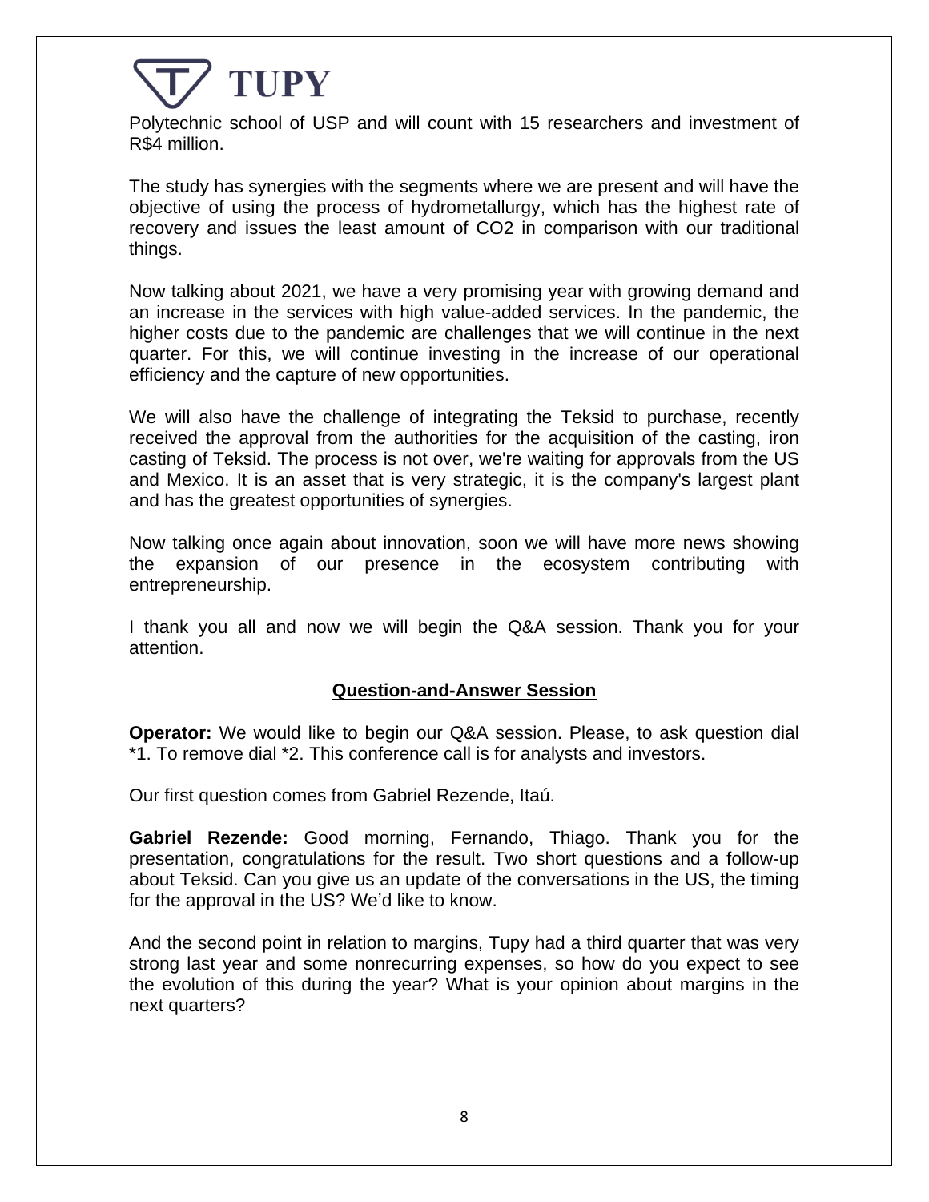Polytechnic school of USP and will count with 15 researchers and investment of R$4 million.

The study has synergies with the segments where we are present and will have the objective of using the process of hydrometallurgy, which has the highest rate of recovery and issues the least amount of CO2 in comparison with our traditional things.

Now talking about 2021, we have a very promising year with growing demand and an increase in the services with high value-added services. In the pandemic, the higher costs due to the pandemic are challenges that we will continue in the next quarter. For this, we will continue investing in the increase of our operational efficiency and the capture of new opportunities.

We will also have the challenge of integrating the Teksid to purchase, recently received the approval from the authorities for the acquisition of the casting, iron casting of Teksid. The process is not over, we're waiting for approvals from the US and Mexico. It is an asset that is very strategic, it is the company's largest plant and has the greatest opportunities of synergies.

Now talking once again about innovation, soon we will have more news showing the expansion of our presence in the ecosystem contributing with entrepreneurship.

I thank you all and now we will begin the Q&A session. Thank you for your attention.

## Question-and-Answer Session

**Operator:** We would like to begin our Q&A session. Please, to ask question dial *1. To remove dial *2. This conference call is for analysts and investors.

Our first question comes from Gabriel Rezende, Itaú.

**Gabriel Rezende:** Good morning, Fernando, Thiago. Thank you for the presentation, congratulations for the result. Two short questions and a follow-up about Teksid. Can you give us an update of the conversations in the US, the timing for the approval in the US? We'd like to know.

And the second point in relation to margins, Tupy had a third quarter that was very strong last year and some nonrecurring expenses, so how do you expect to see the evolution of this during the year? What is your opinion about margins in the next quarters?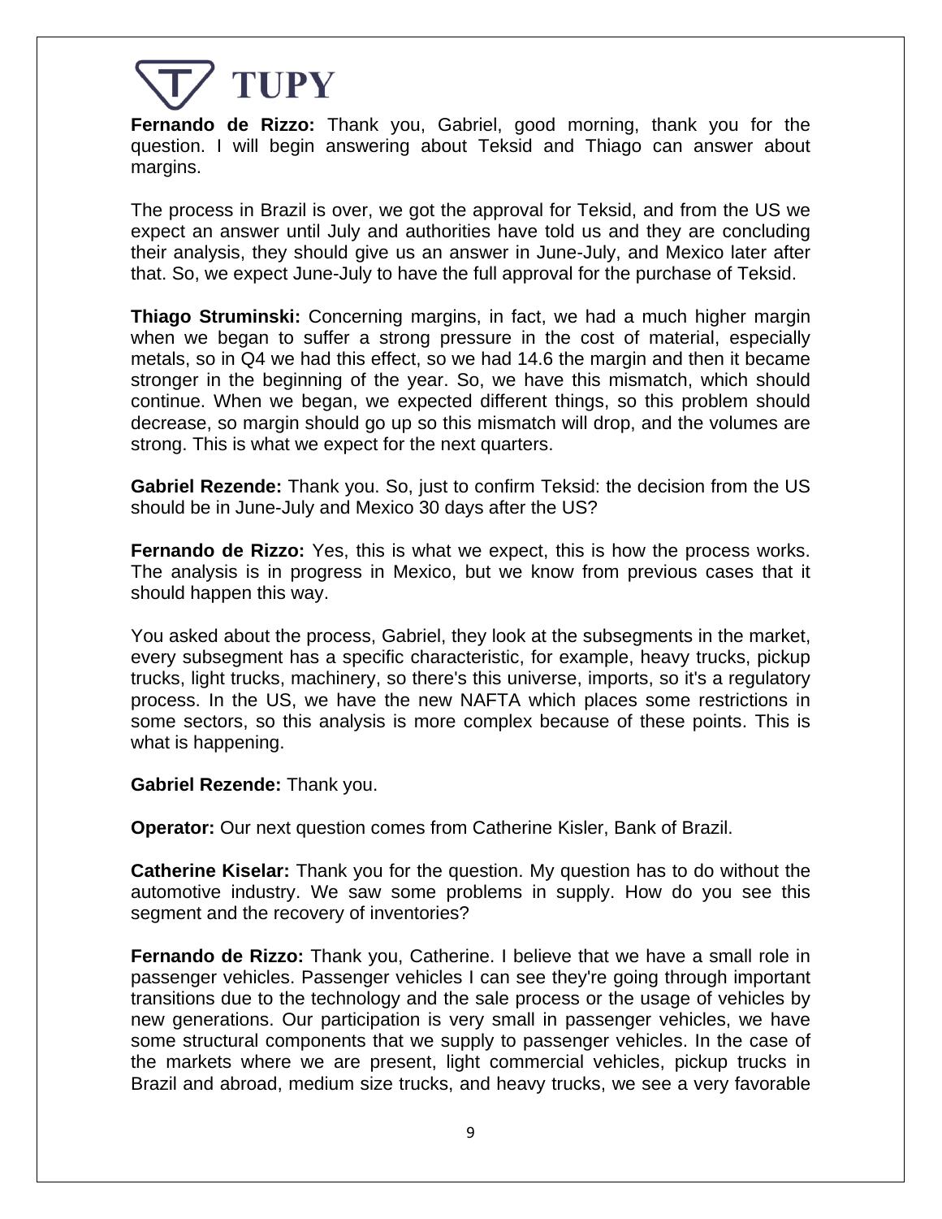**Fernando de Rizzo:** Thank you, Gabriel, good morning, thank you for the question. I will begin answering about Teksid and Thiago can answer about margins.

The process in Brazil is over, we got the approval for Teksid, and from the US we expect an answer until July and authorities have told us and they are concluding their analysis, they should give us an answer in June-July, and Mexico later after that. So, we expect June-July to have the full approval for the purchase of Teksid.

**Thiago Struminski:** Concerning margins, in fact, we had a much higher margin when we began to suffer a strong pressure in the cost of material, especially metals, so in Q4 we had this effect, so we had 14.6 the margin and then it became stronger in the beginning of the year. So, we have this mismatch, which should continue. When we began, we expected different things, so this problem should decrease, so margin should go up so this mismatch will drop, and the volumes are strong. This is what we expect for the next quarters.

**Gabriel Rezende:** Thank you. So, just to confirm Teksid: the decision from the US should be in June-July and Mexico 30 days after the US?

**Fernando de Rizzo:** Yes, this is what we expect, this is how the process works. The analysis is in progress in Mexico, but we know from previous cases that it should happen this way.

You asked about the process, Gabriel, they look at the subsegments in the market, every subsegment has a specific characteristic, for example, heavy trucks, pickup trucks, light trucks, machinery, so there's this universe, imports, so it's a regulatory process. In the US, we have the new NAFTA which places some restrictions in some sectors, so this analysis is more complex because of these points. This is what is happening.

**Gabriel Rezende:** Thank you.

**Operator:** Our next question comes from Catherine Kisler, Bank of Brazil.

**Catherine Kiselar:** Thank you for the question. My question has to do without the automotive industry. We saw some problems in supply. How do you see this segment and the recovery of inventories?

**Fernando de Rizzo:** Thank you, Catherine. I believe that we have a small role in passenger vehicles. Passenger vehicles I can see they're going through important transitions due to the technology and the sale process or the usage of vehicles by new generations. Our participation is very small in passenger vehicles, we have some structural components that we supply to passenger vehicles. In the case of the markets where we are present, light commercial vehicles, pickup trucks in Brazil and abroad, medium size trucks, and heavy trucks, we see a very favorable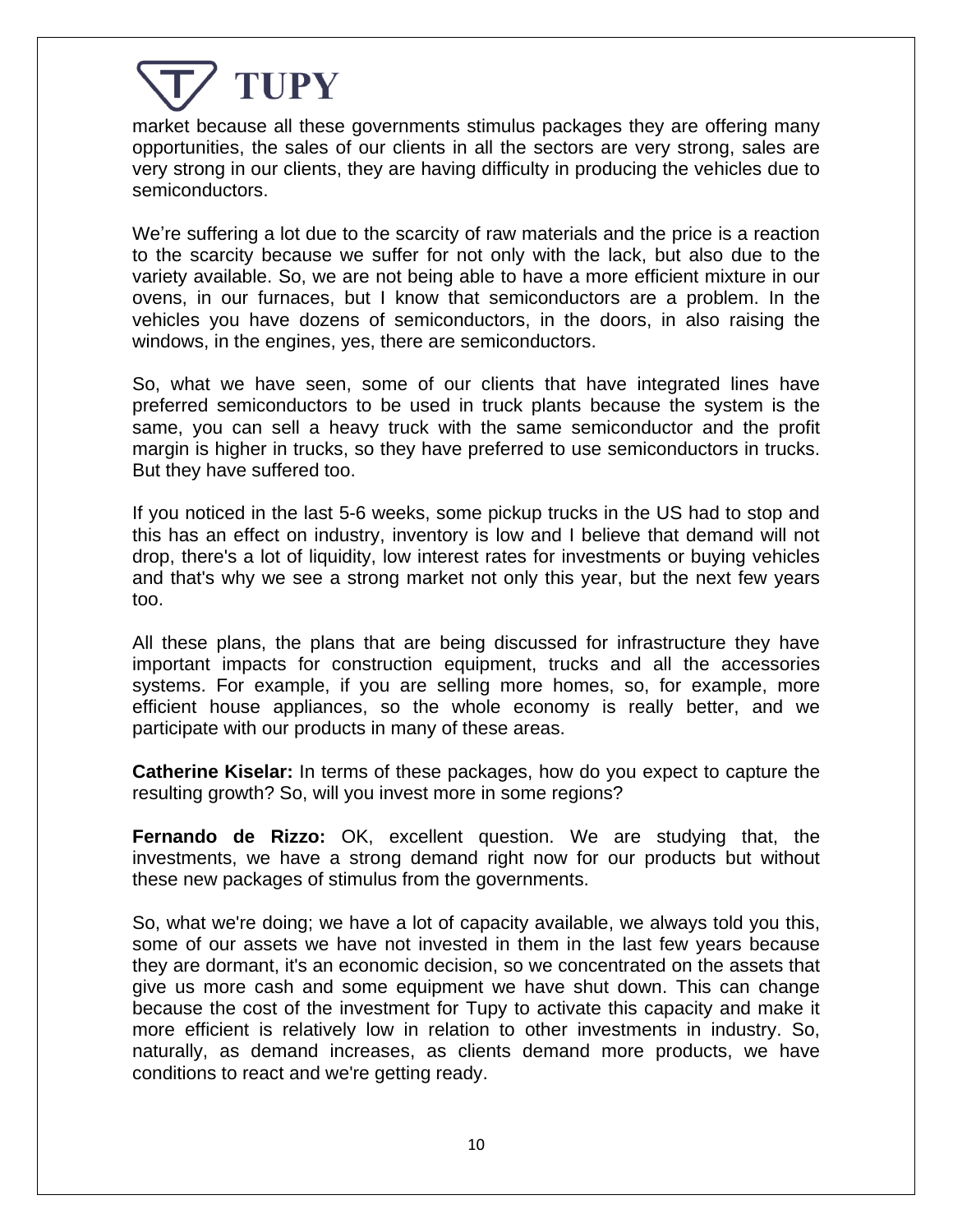market because all these governments stimulus packages they are offering many opportunities, the sales of our clients in all the sectors are very strong, sales are very strong in our clients, they are having difficulty in producing the vehicles due to semiconductors.

We're suffering a lot due to the scarcity of raw materials and the price is a reaction to the scarcity because we suffer for not only with the lack, but also due to the variety available. So, we are not being able to have a more efficient mixture in our ovens, in our furnaces, but I know that semiconductors are a problem. In the vehicles you have dozens of semiconductors, in the doors, in also raising the windows, in the engines, yes, there are semiconductors.

So, what we have seen, some of our clients that have integrated lines have preferred semiconductors to be used in truck plants because the system is the same, you can sell a heavy truck with the same semiconductor and the profit margin is higher in trucks, so they have preferred to use semiconductors in trucks. But they have suffered too.

If you noticed in the last 5-6 weeks, some pickup trucks in the US had to stop and this has an effect on industry, inventory is low and I believe that demand will not drop, there's a lot of liquidity, low interest rates for investments or buying vehicles and that's why we see a strong market not only this year, but the next few years too.

All these plans, the plans that are being discussed for infrastructure they have important impacts for construction equipment, trucks and all the accessories systems. For example, if you are selling more homes, so, for example, more efficient house appliances, so the whole economy is really better, and we participate with our products in many of these areas.

**Catherine Kiselar:** In terms of these packages, how do you expect to capture the resulting growth? So, will you invest more in some regions?

**Fernando de Rizzo:** OK, excellent question. We are studying that, the investments, we have a strong demand right now for our products but without these new packages of stimulus from the governments.

So, what we're doing; we have a lot of capacity available, we always told you this, some of our assets we have not invested in them in the last few years because they are dormant, it's an economic decision, so we concentrated on the assets that give us more cash and some equipment we have shut down. This can change because the cost of the investment for Tupy to activate this capacity and make it more efficient is relatively low in relation to other investments in industry. So, naturally, as demand increases, as clients demand more products, we have conditions to react and we're getting ready.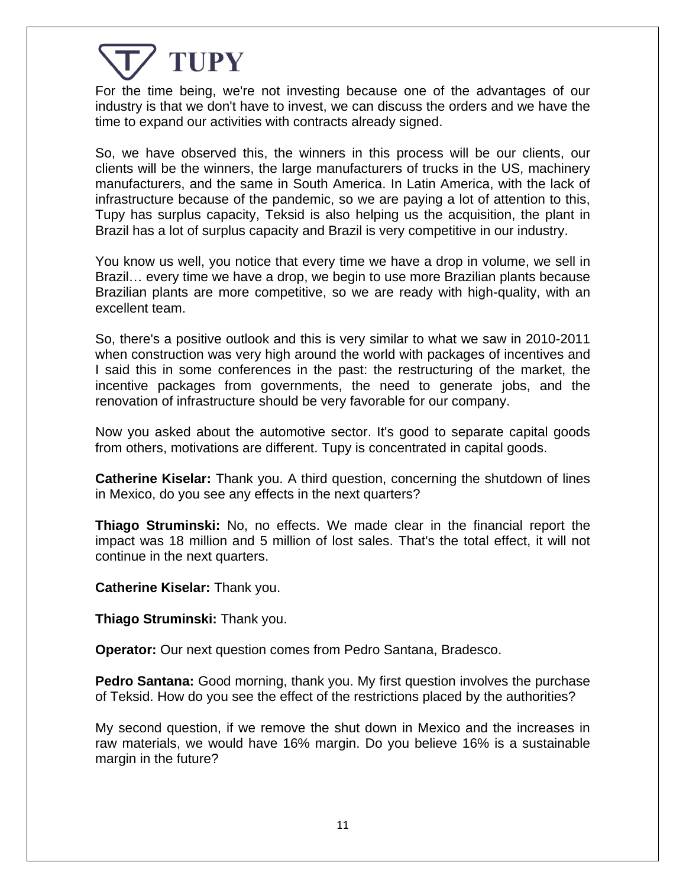For the time being, we're not investing because one of the advantages of our industry is that we don't have to invest, we can discuss the orders and we have the time to expand our activities with contracts already signed.

So, we have observed this, the winners in this process will be our clients, our clients will be the winners, the large manufacturers of trucks in the US, machinery manufacturers, and the same in South America. In Latin America, with the lack of infrastructure because of the pandemic, so we are paying a lot of attention to this, Tupy has surplus capacity, Teksid is also helping us the acquisition, the plant in Brazil has a lot of surplus capacity and Brazil is very competitive in our industry.

You know us well, you notice that every time we have a drop in volume, we sell in Brazil… every time we have a drop, we begin to use more Brazilian plants because Brazilian plants are more competitive, so we are ready with high-quality, with an excellent team.

So, there's a positive outlook and this is very similar to what we saw in 2010-2011 when construction was very high around the world with packages of incentives and I said this in some conferences in the past: the restructuring of the market, the incentive packages from governments, the need to generate jobs, and the renovation of infrastructure should be very favorable for our company.

Now you asked about the automotive sector. It's good to separate capital goods from others, motivations are different. Tupy is concentrated in capital goods.

**Catherine Kiselar:** Thank you. A third question, concerning the shutdown of lines in Mexico, do you see any effects in the next quarters?

**Thiago Struminski:** No, no effects. We made clear in the financial report the impact was 18 million and 5 million of lost sales. That's the total effect, it will not continue in the next quarters.

**Catherine Kiselar:** Thank you.

**Thiago Struminski:** Thank you.

**Operator:** Our next question comes from Pedro Santana, Bradesco.

**Pedro Santana:** Good morning, thank you. My first question involves the purchase of Teksid. How do you see the effect of the restrictions placed by the authorities?

My second question, if we remove the shut down in Mexico and the increases in raw materials, we would have 16% margin. Do you believe 16% is a sustainable margin in the future?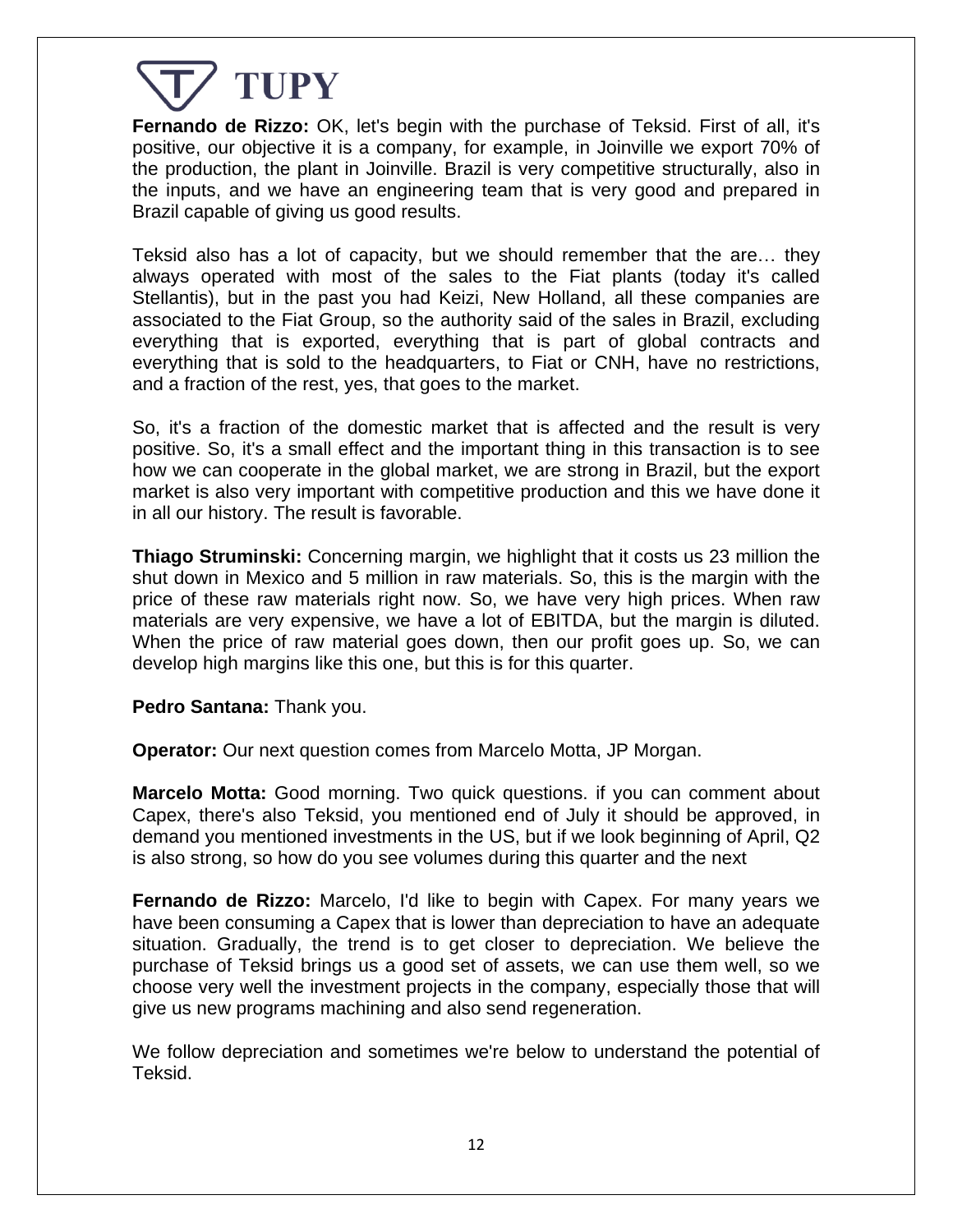**Fernando de Rizzo:** OK, let's begin with the purchase of Teksid. First of all, it's positive, our objective it is a company, for example, in Joinville we export 70% of the production, the plant in Joinville. Brazil is very competitive structurally, also in the inputs, and we have an engineering team that is very good and prepared in Brazil capable of giving us good results.

Teksid also has a lot of capacity, but we should remember that the are… they always operated with most of the sales to the Fiat plants (today it's called Stellantis), but in the past you had Keizi, New Holland, all these companies are associated to the Fiat Group, so the authority said of the sales in Brazil, excluding everything that is exported, everything that is part of global contracts and everything that is sold to the headquarters, to Fiat or CNH, have no restrictions, and a fraction of the rest, yes, that goes to the market.

So, it's a fraction of the domestic market that is affected and the result is very positive. So, it's a small effect and the important thing in this transaction is to see how we can cooperate in the global market, we are strong in Brazil, but the export market is also very important with competitive production and this we have done it in all our history. The result is favorable.

**Thiago Struminski:** Concerning margin, we highlight that it costs us 23 million the shut down in Mexico and 5 million in raw materials. So, this is the margin with the price of these raw materials right now. So, we have very high prices. When raw materials are very expensive, we have a lot of EBITDA, but the margin is diluted. When the price of raw material goes down, then our profit goes up. So, we can develop high margins like this one, but this is for this quarter.

**Pedro Santana:** Thank you.

**Operator:** Our next question comes from Marcelo Motta, JP Morgan.

**Marcelo Motta:** Good morning. Two quick questions. if you can comment about Capex, there's also Teksid, you mentioned end of July it should be approved, in demand you mentioned investments in the US, but if we look beginning of April, Q2 is also strong, so how do you see volumes during this quarter and the next

**Fernando de Rizzo:** Marcelo, I'd like to begin with Capex. For many years we have been consuming a Capex that is lower than depreciation to have an adequate situation. Gradually, the trend is to get closer to depreciation. We believe the purchase of Teksid brings us a good set of assets, we can use them well, so we choose very well the investment projects in the company, especially those that will give us new programs machining and also send regeneration.

We follow depreciation and sometimes we're below to understand the potential of Teksid.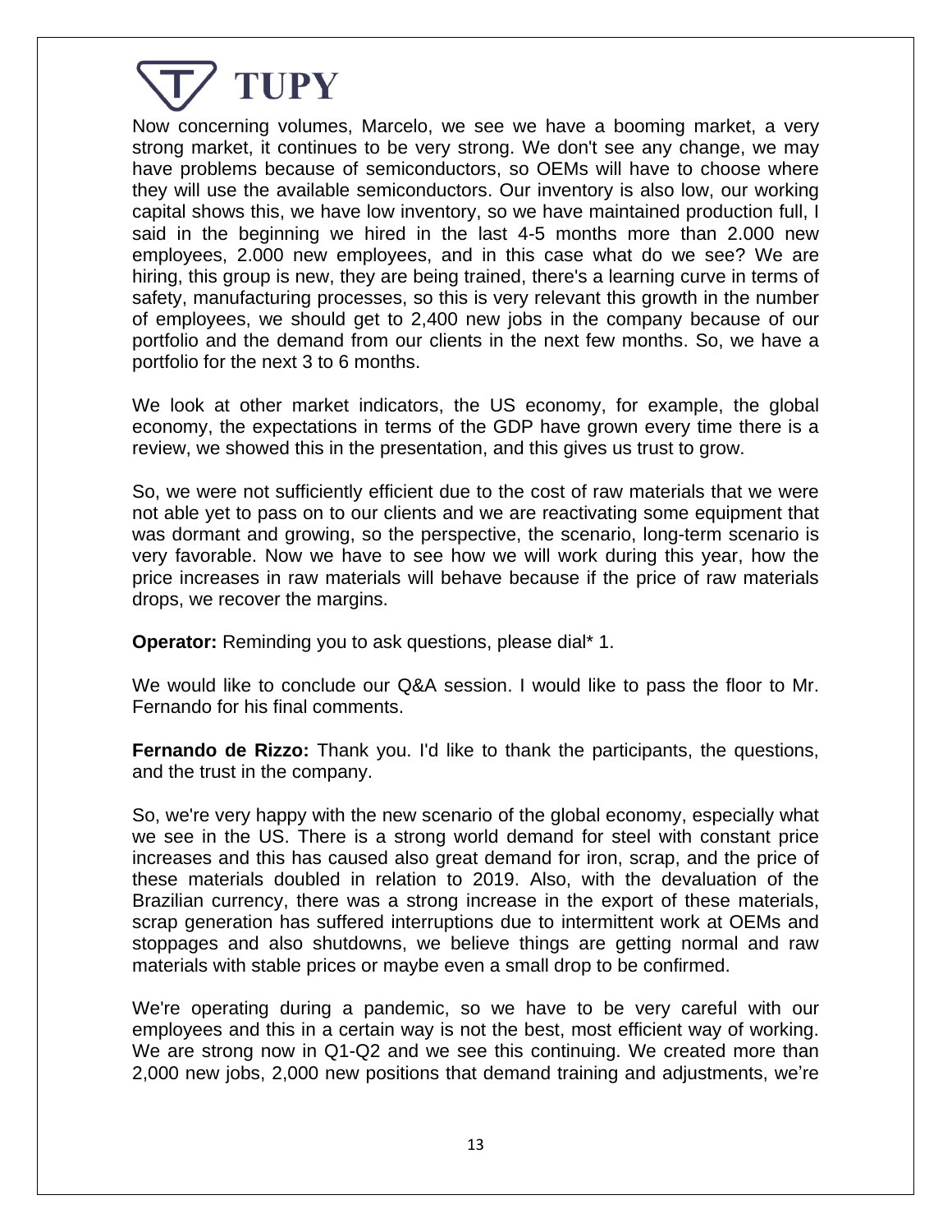Now concerning volumes, Marcelo, we see we have a booming market, a very strong market, it continues to be very strong. We don't see any change, we may have problems because of semiconductors, so OEMs will have to choose where they will use the available semiconductors. Our inventory is also low, our working capital shows this, we have low inventory, so we have maintained production full, I said in the beginning we hired in the last 4-5 months more than 2.000 new employees, 2.000 new employees, and in this case what do we see? We are hiring, this group is new, they are being trained, there's a learning curve in terms of safety, manufacturing processes, so this is very relevant this growth in the number of employees, we should get to 2,400 new jobs in the company because of our portfolio and the demand from our clients in the next few months. So, we have a portfolio for the next 3 to 6 months.

We look at other market indicators, the US economy, for example, the global economy, the expectations in terms of the GDP have grown every time there is a review, we showed this in the presentation, and this gives us trust to grow.

So, we were not sufficiently efficient due to the cost of raw materials that we were not able yet to pass on to our clients and we are reactivating some equipment that was dormant and growing, so the perspective, the scenario, long-term scenario is very favorable. Now we have to see how we will work during this year, how the price increases in raw materials will behave because if the price of raw materials drops, we recover the margins.

**Operator:** Reminding you to ask questions, please dial* 1.

We would like to conclude our Q&A session. I would like to pass the floor to Mr. Fernando for his final comments.

**Fernando de Rizzo:** Thank you. I'd like to thank the participants, the questions, and the trust in the company.

So, we're very happy with the new scenario of the global economy, especially what we see in the US. There is a strong world demand for steel with constant price increases and this has caused also great demand for iron, scrap, and the price of these materials doubled in relation to 2019. Also, with the devaluation of the Brazilian currency, there was a strong increase in the export of these materials, scrap generation has suffered interruptions due to intermittent work at OEMs and stoppages and also shutdowns, we believe things are getting normal and raw materials with stable prices or maybe even a small drop to be confirmed.

We're operating during a pandemic, so we have to be very careful with our employees and this in a certain way is not the best, most efficient way of working. We are strong now in Q1-Q2 and we see this continuing. We created more than 2,000 new jobs, 2,000 new positions that demand training and adjustments, we're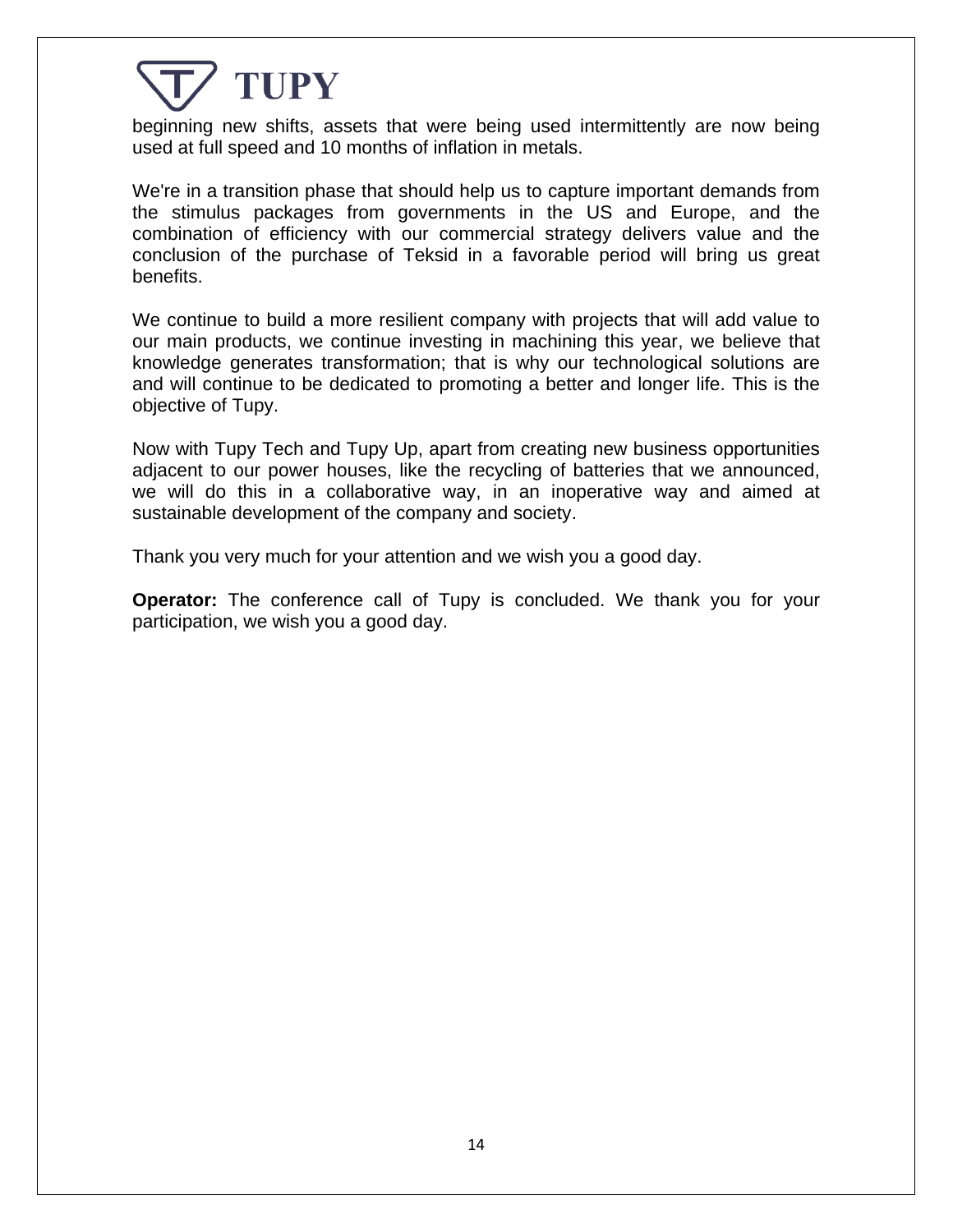beginning new shifts, assets that were being used intermittently are now being used at full speed and 10 months of inflation in metals.

We're in a transition phase that should help us to capture important demands from the stimulus packages from governments in the US and Europe, and the combination of efficiency with our commercial strategy delivers value and the conclusion of the purchase of Teksid in a favorable period will bring us great benefits.

We continue to build a more resilient company with projects that will add value to our main products, we continue investing in machining this year, we believe that knowledge generates transformation; that is why our technological solutions are and will continue to be dedicated to promoting a better and longer life. This is the objective of Tupy.

Now with Tupy Tech and Tupy Up, apart from creating new business opportunities adjacent to our power houses, like the recycling of batteries that we announced, we will do this in a collaborative way, in an inoperative way and aimed at sustainable development of the company and society.

Thank you very much for your attention and we wish you a good day.

**Operator:** The conference call of Tupy is concluded. We thank you for your participation, we wish you a good day.